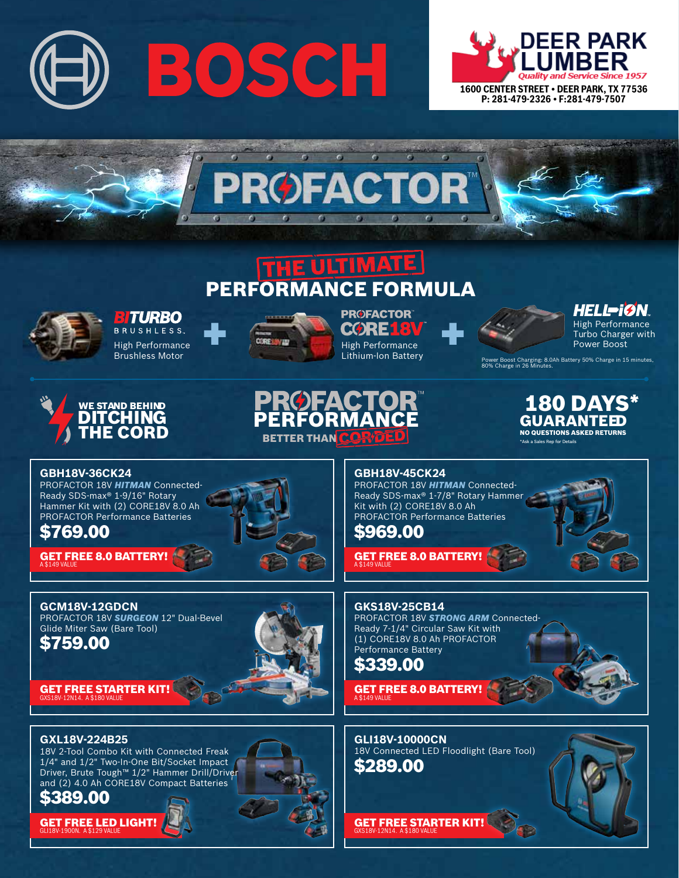# BOSCH

**DEER PARK LUMBER**
*Quality and Service Since 1957*
1600 CENTER STREET • DEER PARK, TX 77536
P: 281-479-2326 • F:281-479-7507

# PROFACTOR™

## THE ULTIMATE PERFORMANCE FORMULA

**BITURBO** BRUSHLESS.
High Performance Brushless Motor

+

**PROFACTOR™ CORE18V™**
High Performance Lithium-Ion Battery

+

**HELL-ION.**
High Performance Turbo Charger with Power Boost

Power Boost Charging: 8.0Ah Battery 50% Charge in 15 minutes, 80% Charge in 26 Minutes.

**WE STAND BEHIND DITCHING THE CORD**

**PROFACTOR™ PERFORMANCE**
BETTER THAN CORDED

**180 DAYS* GUARANTEED**
NO QUESTIONS ASKED RETURNS
*Ask a Sales Rep for Details

### GBH18V-36CK24
PROFACTOR 18V ***HITMAN*** Connected-Ready SDS-max® 1-9/16" Rotary Hammer Kit with (2) CORE18V 8.0 Ah PROFACTOR Performance Batteries

**$769.00**

**GET FREE 8.0 BATTERY!**
A $149 VALUE

### GBH18V-45CK24
PROFACTOR 18V ***HITMAN*** Connected-Ready SDS-max® 1-7/8" Rotary Hammer Kit with (2) CORE18V 8.0 Ah PROFACTOR Performance Batteries

**$969.00**

**GET FREE 8.0 BATTERY!**
A $149 VALUE

### GCM18V-12GDCN
PROFACTOR 18V ***SURGEON*** 12" Dual-Bevel Glide Miter Saw (Bare Tool)

**$759.00**

**GET FREE STARTER KIT!**
GXS18V-12N14. A $180 VALUE

### GKS18V-25CB14
PROFACTOR 18V ***STRONG ARM*** Connected-Ready 7-1/4" Circular Saw Kit with (1) CORE18V 8.0 Ah PROFACTOR Performance Battery

**$339.00**

**GET FREE 8.0 BATTERY!**
A $149 VALUE

### GXL18V-224B25
18V 2-Tool Combo Kit with Connected Freak 1/4" and 1/2" Two-In-One Bit/Socket Impact Driver, Brute Tough™ 1/2" Hammer Drill/Driver and (2) 4.0 Ah CORE18V Compact Batteries

**$389.00**

**GET FREE LED LIGHT!**
GLI18V-1900N. A $129 VALUE

### GLI18V-10000CN
18V Connected LED Floodlight (Bare Tool)

**$289.00**

**GET FREE STARTER KIT!**
GXS18V-12N14. A $180 VALUE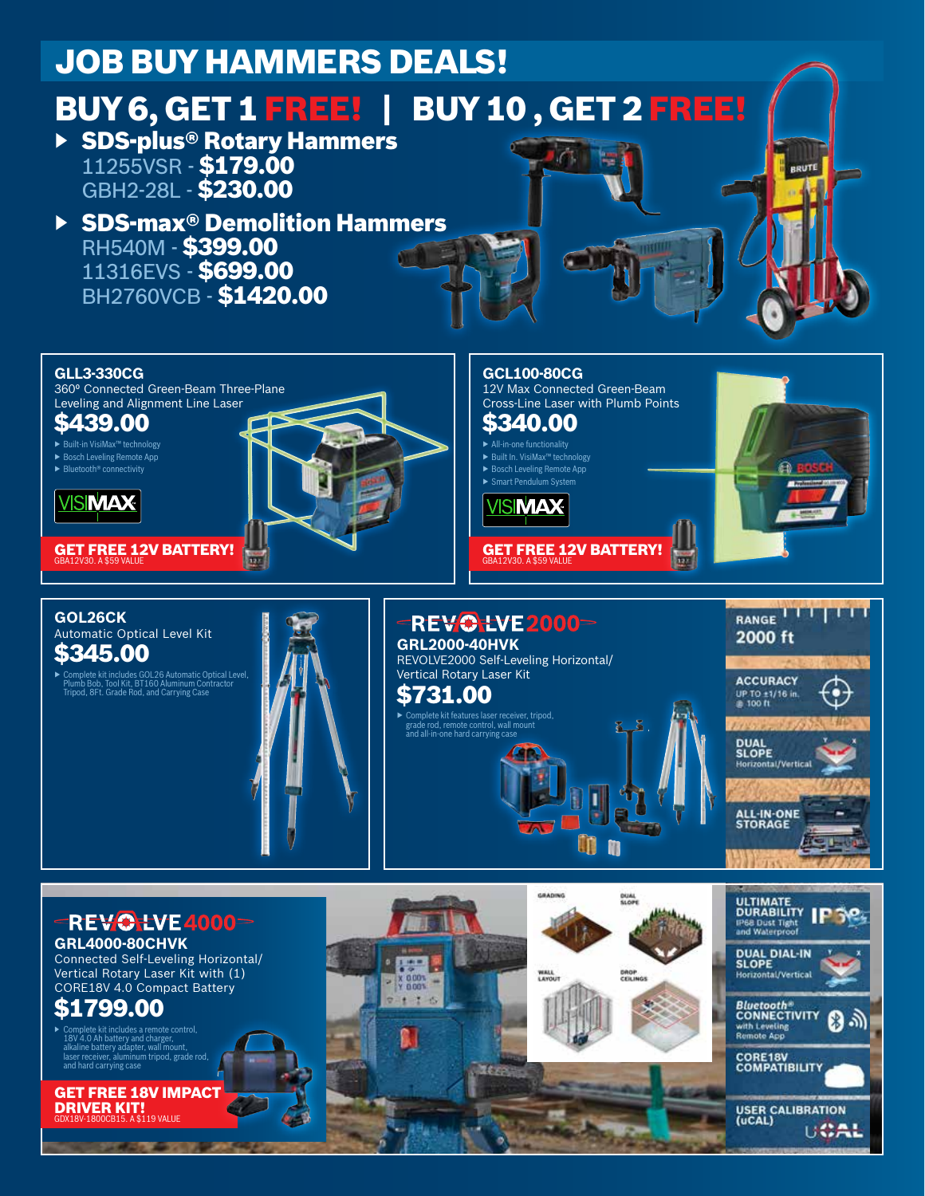# JOB BUY HAMMERS DEALS!

## BUY 6, GET 1 FREE! | BUY 10 , GET 2 FREE!

- **SDS-plus® Rotary Hammers**
  - 11255VSR - **$179.00**
  - GBH2-28L - **$230.00**
- **SDS-max® Demolition Hammers**
  - RH540M - **$399.00**
  - 11316EVS - **$699.00**
  - BH2760VCB - **$1420.00**

### GLL3-330CG

360º Connected Green-Beam Three-Plane Leveling and Alignment Line Laser

**$439.00**

- Built-in VisiMax™ technology
- Bosch Leveling Remote App
- Bluetooth® connectivity

VISIMAX

**GET FREE 12V BATTERY!**
GBA12V30. A $59 VALUE

### GCL100-80CG

12V Max Connected Green-Beam Cross-Line Laser with Plumb Points

**$340.00**

- All-in-one functionality
- Built In. VisiMax™ technology
- Bosch Leveling Remote App
- Smart Pendulum System

VISIMAX

**GET FREE 12V BATTERY!**
GBA12V30. A $59 VALUE

### GOL26CK

Automatic Optical Level Kit

**$345.00**

- Complete kit includes GOL26 Automatic Optical Level, Plumb Bob, Tool Kit, BT160 Aluminum Contractor Tripod, 8Ft. Grade Rod, and Carrying Case

### REVOLVE2000

**GRL2000-40HVK**

REVOLVE2000 Self-Leveling Horizontal/ Vertical Rotary Laser Kit

**$731.00**

- Complete kit features laser receiver, tripod, grade rod, remote control, wall mount and all-in-one hard carrying case

RANGE 2000 ft

ACCURACY UP TO ±1/16 in. @ 100 ft

DUAL SLOPE Horizontal/Vertical

ALL-IN-ONE STORAGE

### REVOLVE4000

**GRL4000-80CHVK**

Connected Self-Leveling Horizontal/ Vertical Rotary Laser Kit with (1) CORE18V 4.0 Compact Battery

**$1799.00**

- Complete kit includes a remote control, 18V 4.0 Ah battery and charger, alkaline battery adapter, wall mount, laser receiver, aluminum tripod, grade rod, and hard carrying case

**GET FREE 18V IMPACT DRIVER KIT!**
GDX18V-1800CB15. A $119 VALUE

GRADING | DUAL SLOPE | WALL LAYOUT | DROP CEILINGS

ULTIMATE DURABILITY IP68 Dust Tight and Waterproof

DUAL DIAL-IN SLOPE Horizontal/Vertical

Bluetooth® CONNECTIVITY with Leveling Remote App

CORE18V COMPATIBILITY

USER CALIBRATION (uCAL)